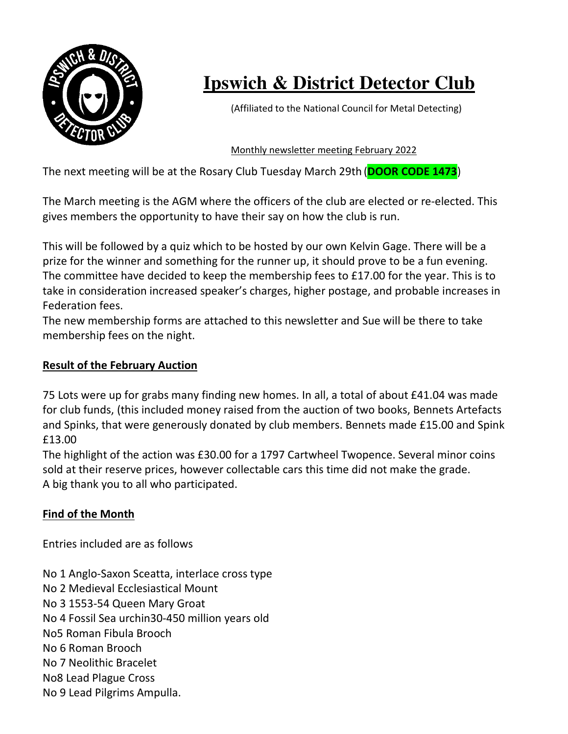# Ipswich & District Detector Club

(Affiliated to the National Council for Metal Detecting)

Monthly newsletter meeting February 2022

The next meeting will be at the Rosary Club Tuesday March 29th (**DOOR CODE 1473**)

The March meeting is the AGM where the officers of the club are elected or re-elected. This gives members the opportunity to have their say on how the club is run.

This will be followed by a quiz which to be hosted by our own Kelvin Gage. There will be a prize for the winner and something for the runner up, it should prove to be a fun evening. The committee have decided to keep the membership fees to £17.00 for the year. This is to take in consideration increased speaker's charges, higher postage, and probable increases in Federation fees.
The new membership forms are attached to this newsletter and Sue will be there to take membership fees on the night.

## Result of the February Auction

75 Lots were up for grabs many finding new homes. In all, a total of about £41.04 was made for club funds, (this included money raised from the auction of two books, Bennets Artefacts and Spinks, that were generously donated by club members. Bennets made £15.00 and Spink £13.00
The highlight of the action was £30.00 for a 1797 Cartwheel Twopence. Several minor coins sold at their reserve prices, however collectable cars this time did not make the grade.
A big thank you to all who participated.

## Find of the Month

Entries included are as follows

No 1 Anglo-Saxon Sceatta, interlace cross type
No 2 Medieval Ecclesiastical Mount
No 3 1553-54 Queen Mary Groat
No 4 Fossil Sea urchin30-450 million years old
No5 Roman Fibula Brooch
No 6 Roman Brooch
No 7 Neolithic Bracelet
No8 Lead Plague Cross
No 9 Lead Pilgrims Ampulla.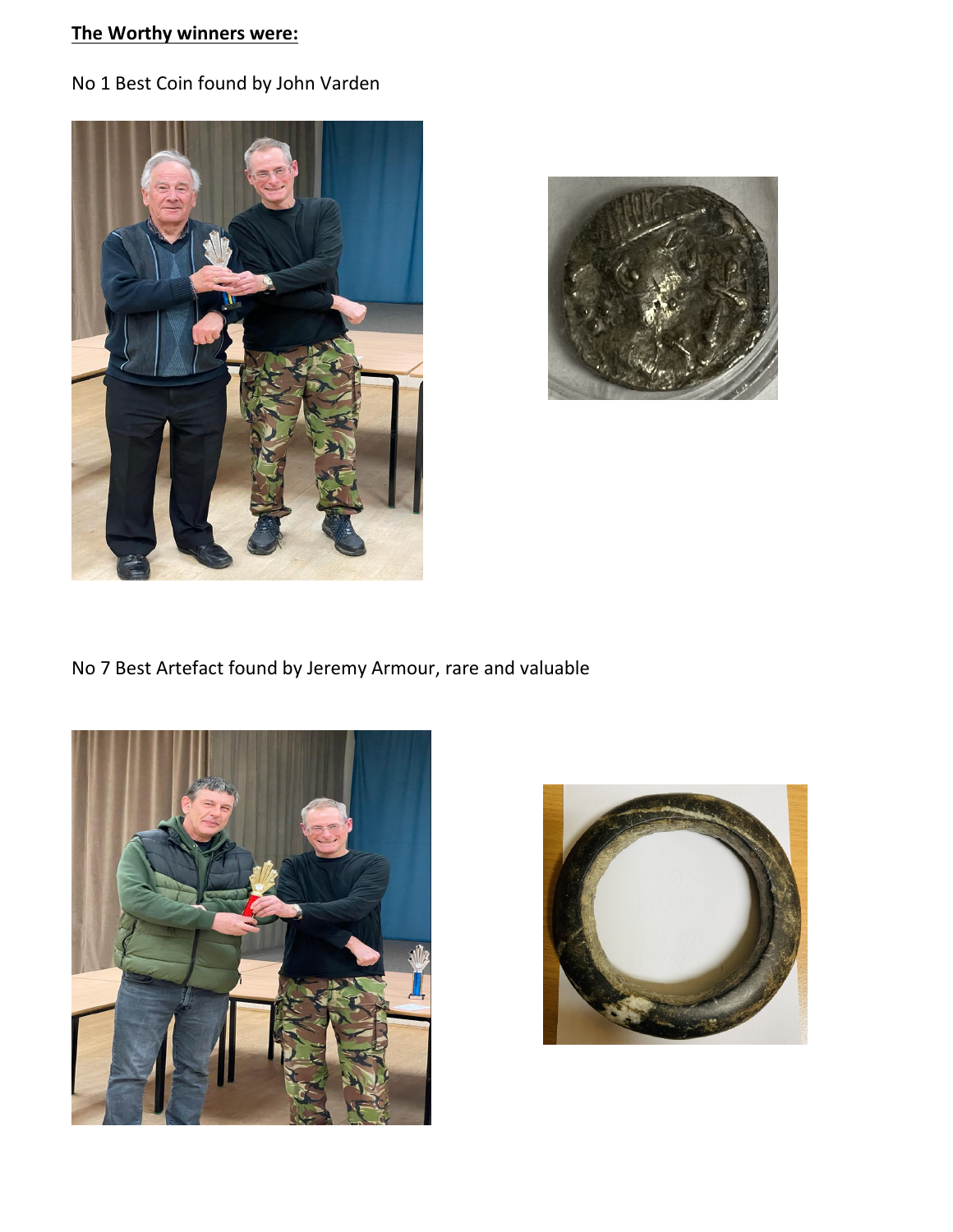**The Worthy winners were:**

No 1 Best Coin found by John Varden

No 7 Best Artefact found by Jeremy Armour, rare and valuable